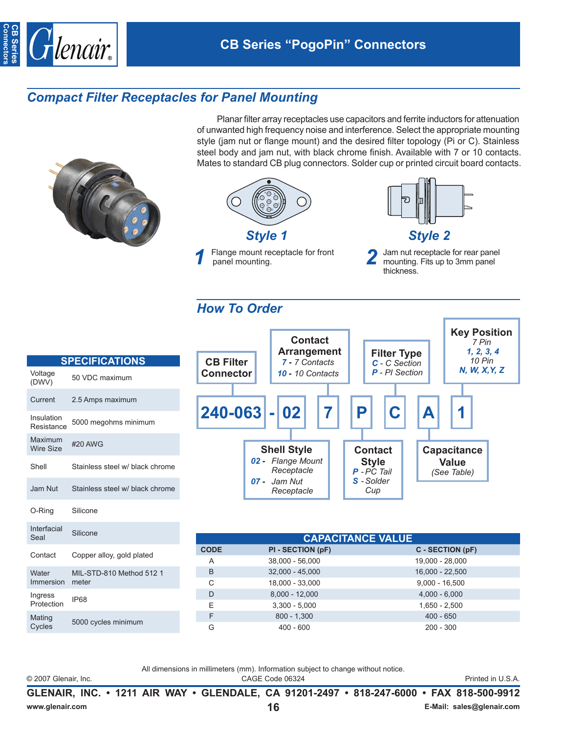# CB Series "PogoPin" Connectors

## Compact Filter Receptacles for Panel Mounting

Planar filter array receptacles use capacitors and ferrite inductors for attenuation of unwanted high frequency noise and interference. Select the appropriate mounting style (jam nut or flange mount) and the desired filter topology (Pi or C). Stainless steel body and jam nut, with black chrome finish. Available with 7 or 10 contacts. Mates to standard CB plug connectors. Solder cup or printed circuit board contacts.

**Style 1**

**1** Flange mount receptacle for front panel mounting.

**Style 2**

**2** Jam nut receptacle for rear panel mounting. Fits up to 3mm panel thickness.

## How To Order

**240-063 - 02 7 P C A 1**

- **240-063** — **CB Filter Connector**
- **02** — **Shell Style**
  - *02 - Flange Mount Receptacle*
  - *07 - Jam Nut Receptacle*
- **7** — **Contact Arrangement**
  - *7 - 7 Contacts*
  - *10 - 10 Contacts*
- **P** — **Contact Style**
  - *P - PC Tail*
  - *S - Solder Cup*
- **C** — **Filter Type**
  - *C - C Section*
  - *P - PI Section*
- **A** — **Capacitance Value** *(See Table)*
- **1** — **Key Position**
  - *7 Pin: 1, 2, 3, 4*
  - *10 Pin: N, W, X,Y, Z*

## SPECIFICATIONS

| | |
|---|---|
| Voltage (DWV) | 50 VDC maximum |
| Current | 2.5 Amps maximum |
| Insulation Resistance | 5000 megohms minimum |
| Maximum Wire Size | #20 AWG |
| Shell | Stainless steel w/ black chrome |
| Jam Nut | Stainless steel w/ black chrome |
| O-Ring | Silicone |
| Interfacial Seal | Silicone |
| Contact | Copper alloy, gold plated |
| Water Immersion | MIL-STD-810 Method 512 1 meter |
| Ingress Protection | IP68 |
| Mating Cycles | 5000 cycles minimum |

## CAPACITANCE VALUE

| CODE | PI - SECTION (pF) | C - SECTION (pF) |
|---|---|---|
| A | 38,000 - 56,000 | 19,000 - 28,000 |
| B | 32,000 - 45,000 | 16,000 - 22,500 |
| C | 18,000 - 33,000 | 9,000 - 16,500 |
| D | 8,000 - 12,000 | 4,000 - 6,000 |
| E | 3,300 - 5,000 | 1,650 - 2,500 |
| F | 800 - 1,300 | 400 - 650 |
| G | 400 - 600 | 200 - 300 |

All dimensions in millimeters (mm). Information subject to change without notice.

© 2007 Glenair, Inc. CAGE Code 06324 Printed in U.S.A.

**GLENAIR, INC. • 1211 AIR WAY • GLENDALE, CA 91201-2497 • 818-247-6000 • FAX 818-500-9912**

www.glenair.com E-Mail: sales@glenair.com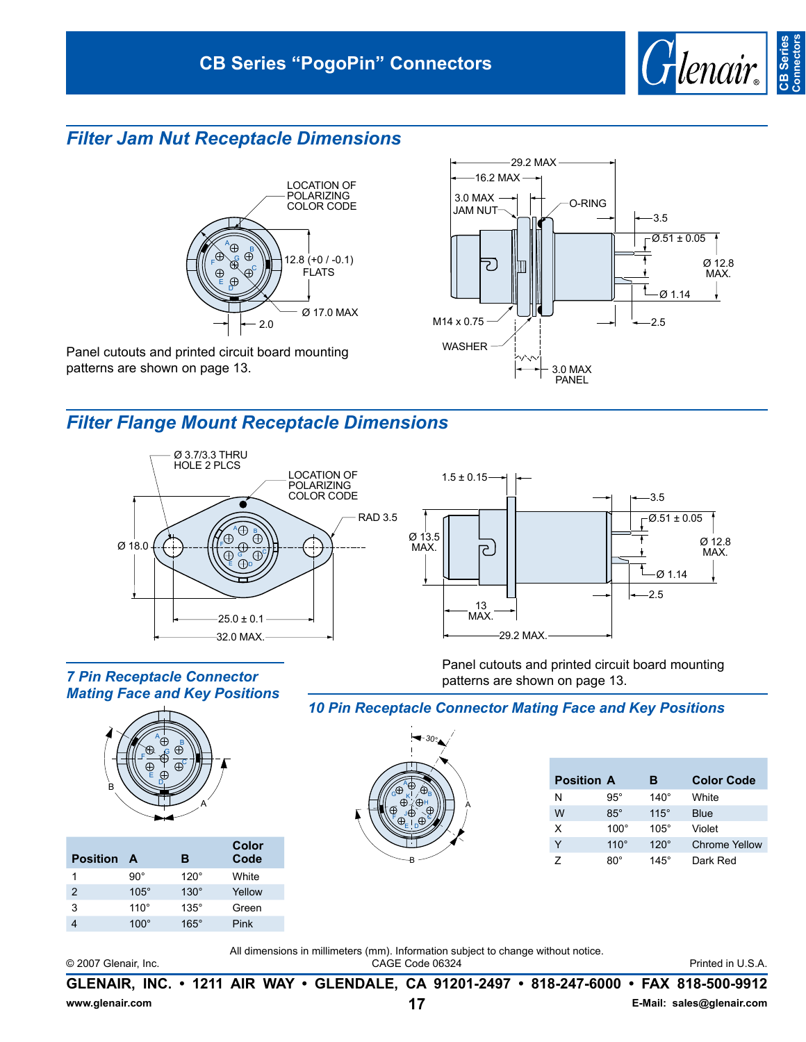# CB Series "PogoPin" Connectors

## Filter Jam Nut Receptacle Dimensions

LOCATION OF POLARIZING COLOR CODE

12.8 (+0 / -0.1) FLATS

Ø 17.0 MAX

2.0

29.2 MAX

16.2 MAX

3.0 MAX JAM NUT

O-RING

3.5

Ø.51 ± 0.05

Ø 12.8 MAX.

Ø 1.14

M14 x 0.75

2.5

WASHER

3.0 MAX PANEL

Panel cutouts and printed circuit board mounting patterns are shown on page 13.

## Filter Flange Mount Receptacle Dimensions

Ø 3.7/3.3 THRU HOLE 2 PLCS

LOCATION OF POLARIZING COLOR CODE

RAD 3.5

Ø 18.0

25.0 ± 0.1

32.0 MAX.

1.5 ± 0.15

3.5

Ø.51 ± 0.05

Ø 13.5 MAX.

Ø 12.8 MAX.

Ø 1.14

2.5

13 MAX.

29.2 MAX.

Panel cutouts and printed circuit board mounting patterns are shown on page 13.

### 7 Pin Receptacle Connector Mating Face and Key Positions

| Position | A | B | Color Code |
|---|---|---|---|
| 1 | 90° | 120° | White |
| 2 | 105° | 130° | Yellow |
| 3 | 110° | 135° | Green |
| 4 | 100° | 165° | Pink |

### 10 Pin Receptacle Connector Mating Face and Key Positions

30°

| Position | A | B | Color Code |
|---|---|---|---|
| N | 95° | 140° | White |
| W | 85° | 115° | Blue |
| X | 100° | 105° | Violet |
| Y | 110° | 120° | Chrome Yellow |
| Z | 80° | 145° | Dark Red |

All dimensions in millimeters (mm). Information subject to change without notice.

© 2007 Glenair, Inc. CAGE Code 06324 Printed in U.S.A.

**GLENAIR, INC. • 1211 AIR WAY • GLENDALE, CA 91201-2497 • 818-247-6000 • FAX 818-500-9912**

www.glenair.com E-Mail: sales@glenair.com